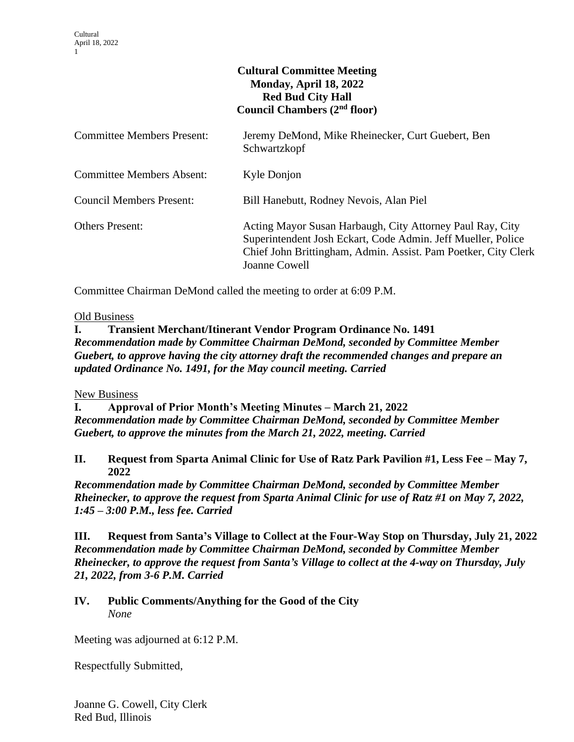**Cultural Committee Meeting**
**Monday, April 18, 2022**
**Red Bud City Hall**
**Council Chambers (2nd floor)**

| | |
|---|---|
| Committee Members Present: | Jeremy DeMond, Mike Rheinecker, Curt Guebert, Ben Schwartzkopf |
| Committee Members Absent: | Kyle Donjon |
| Council Members Present: | Bill Hanebutt, Rodney Nevois, Alan Piel |
| Others Present: | Acting Mayor Susan Harbaugh, City Attorney Paul Ray, City Superintendent Josh Eckart, Code Admin. Jeff Mueller, Police Chief John Brittingham, Admin. Assist. Pam Poetker, City Clerk Joanne Cowell |

Committee Chairman DeMond called the meeting to order at 6:09 P.M.

<u>Old Business</u>

**I. Transient Merchant/Itinerant Vendor Program Ordinance No. 1491**
***Recommendation made by Committee Chairman DeMond, seconded by Committee Member Guebert, to approve having the city attorney draft the recommended changes and prepare an updated Ordinance No. 1491, for the May council meeting. Carried***

<u>New Business</u>

**I. Approval of Prior Month's Meeting Minutes – March 21, 2022**
***Recommendation made by Committee Chairman DeMond, seconded by Committee Member Guebert, to approve the minutes from the March 21, 2022, meeting. Carried***

**II. Request from Sparta Animal Clinic for Use of Ratz Park Pavilion #1, Less Fee – May 7, 2022**
***Recommendation made by Committee Chairman DeMond, seconded by Committee Member Rheinecker, to approve the request from Sparta Animal Clinic for use of Ratz #1 on May 7, 2022, 1:45 – 3:00 P.M., less fee. Carried***

**III. Request from Santa's Village to Collect at the Four-Way Stop on Thursday, July 21, 2022**
***Recommendation made by Committee Chairman DeMond, seconded by Committee Member Rheinecker, to approve the request from Santa's Village to collect at the 4-way on Thursday, July 21, 2022, from 3-6 P.M. Carried***

**IV. Public Comments/Anything for the Good of the City**
*None*

Meeting was adjourned at 6:12 P.M.

Respectfully Submitted,

Joanne G. Cowell, City Clerk
Red Bud, Illinois